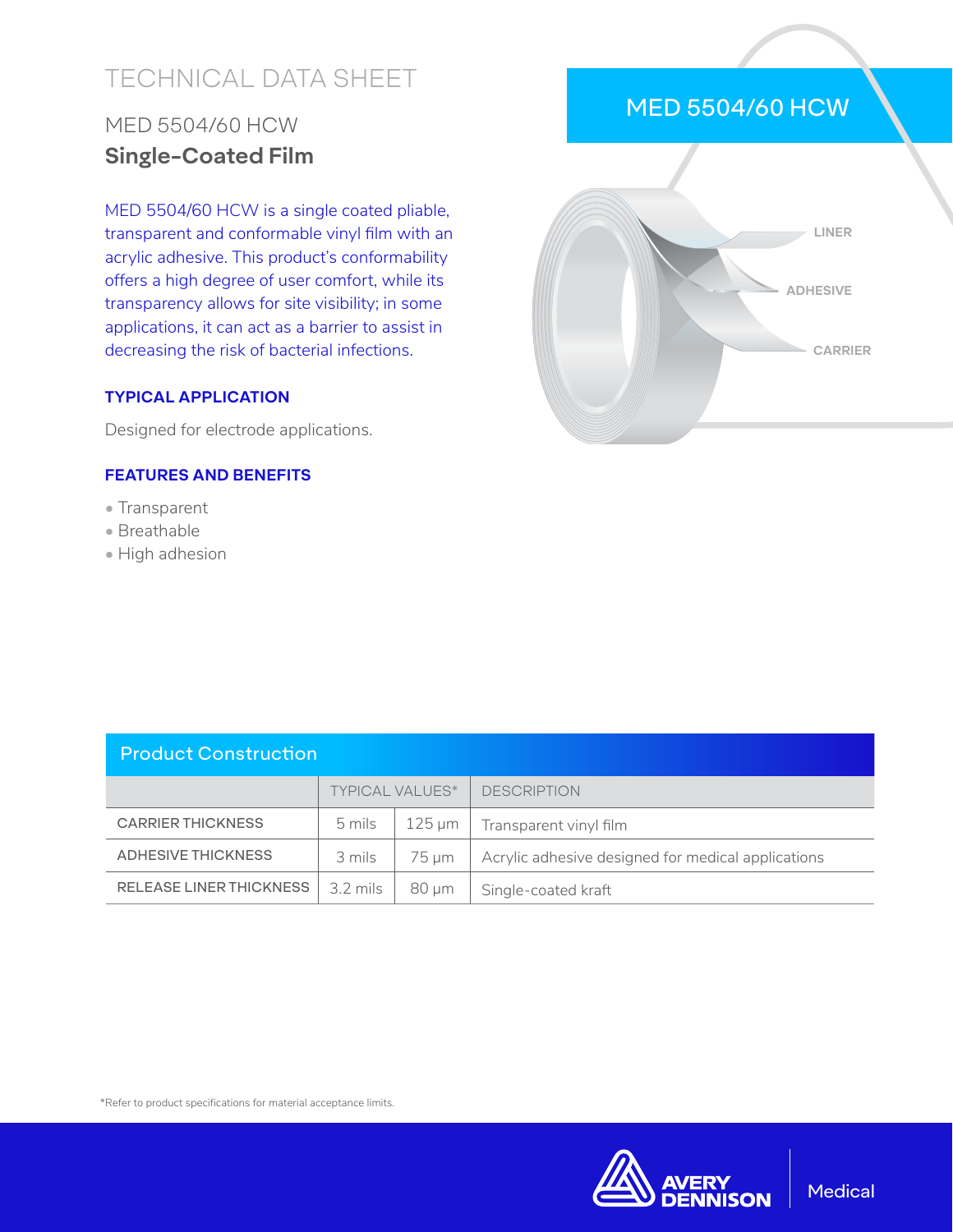# TECHNICAL DATA SHEET

## MED 5504/60 HCW

## Single-Coated Film

MED 5504/60 HCW is a single coated pliable, transparent and conformable vinyl film with an acrylic adhesive. This product's conformability offers a high degree of user comfort, while its transparency allows for site visibility; in some applications, it can act as a barrier to assist in decreasing the risk of bacterial infections.

MED 5504/60 HCW

LINER

ADHESIVE

CARRIER

### TYPICAL APPLICATION

Designed for electrode applications.

### FEATURES AND BENEFITS

- Transparent
- Breathable
- High adhesion

### Product Construction

| | TYPICAL VALUES* | | DESCRIPTION |
|---|---|---|---|
| CARRIER THICKNESS | 5 mils | 125 µm | Transparent vinyl film |
| ADHESIVE THICKNESS | 3 mils | 75 µm | Acrylic adhesive designed for medical applications |
| RELEASE LINER THICKNESS | 3.2 mils | 80 µm | Single-coated kraft |

*Refer to product specifications for material acceptance limits.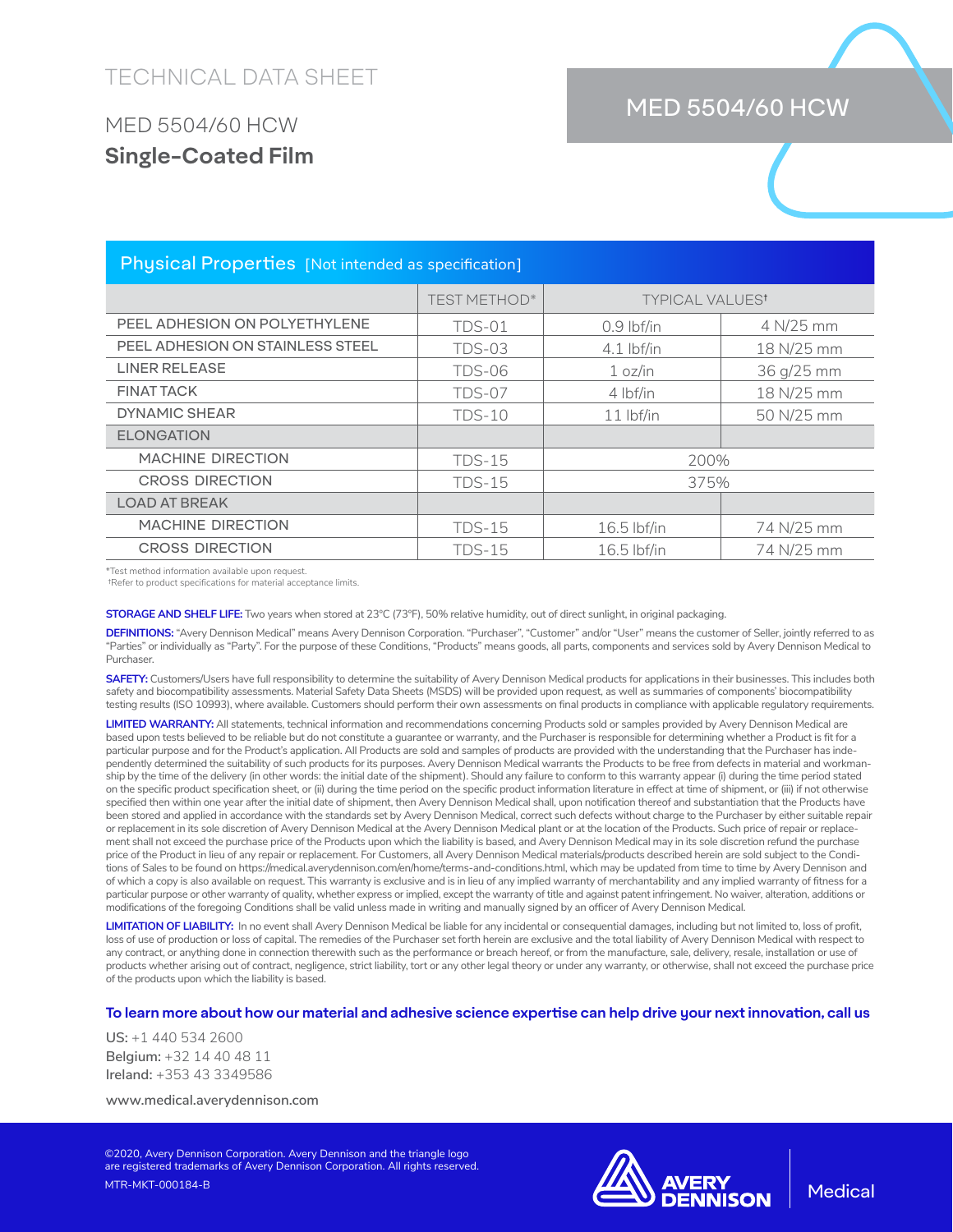TECHNICAL DATA SHEET

MED 5504/60 HCW

# MED 5504/60 HCW

## Single-Coated Film

## Physical Properties [Not intended as specification]

| | TEST METHOD* | TYPICAL VALUES† | |
|---|---|---|---|
| PEEL ADHESION ON POLYETHYLENE | TDS-01 | 0.9 lbf/in | 4 N/25 mm |
| PEEL ADHESION ON STAINLESS STEEL | TDS-03 | 4.1 lbf/in | 18 N/25 mm |
| LINER RELEASE | TDS-06 | 1 oz/in | 36 g/25 mm |
| FINAT TACK | TDS-07 | 4 lbf/in | 18 N/25 mm |
| DYNAMIC SHEAR | TDS-10 | 11 lbf/in | 50 N/25 mm |
| ELONGATION | | | |
| MACHINE DIRECTION | TDS-15 | 200% | |
| CROSS DIRECTION | TDS-15 | 375% | |
| LOAD AT BREAK | | | |
| MACHINE DIRECTION | TDS-15 | 16.5 lbf/in | 74 N/25 mm |
| CROSS DIRECTION | TDS-15 | 16.5 lbf/in | 74 N/25 mm |

*Test method information available upon request.
†Refer to product specifications for material acceptance limits.

**STORAGE AND SHELF LIFE:** Two years when stored at 23°C (73°F), 50% relative humidity, out of direct sunlight, in original packaging.

**DEFINITIONS:** "Avery Dennison Medical" means Avery Dennison Corporation. "Purchaser", "Customer" and/or "User" means the customer of Seller, jointly referred to as "Parties" or individually as "Party". For the purpose of these Conditions, "Products" means goods, all parts, components and services sold by Avery Dennison Medical to Purchaser.

**SAFETY:** Customers/Users have full responsibility to determine the suitability of Avery Dennison Medical products for applications in their businesses. This includes both safety and biocompatibility assessments. Material Safety Data Sheets (MSDS) will be provided upon request, as well as summaries of components' biocompatibility testing results (ISO 10993), where available. Customers should perform their own assessments on final products in compliance with applicable regulatory requirements.

**LIMITED WARRANTY:** All statements, technical information and recommendations concerning Products sold or samples provided by Avery Dennison Medical are based upon tests believed to be reliable but do not constitute a guarantee or warranty, and the Purchaser is responsible for determining whether a Product is fit for a particular purpose and for the Product's application. All Products are sold and samples of products are provided with the understanding that the Purchaser has independently determined the suitability of such products for its purposes. Avery Dennison Medical warrants the Products to be free from defects in material and workmanship by the time of the delivery (in other words: the initial date of the shipment). Should any failure to conform to this warranty appear (i) during the time period stated on the specific product specification sheet, or (ii) during the time period on the specific product information literature in effect at time of shipment, or (iii) if not otherwise specified then within one year after the initial date of shipment, then Avery Dennison Medical shall, upon notification thereof and substantiation that the Products have been stored and applied in accordance with the standards set by Avery Dennison Medical, correct such defects without charge to the Purchaser by either suitable repair or replacement in its sole discretion of Avery Dennison Medical at the Avery Dennison Medical plant or at the location of the Products. Such price of repair or replacement shall not exceed the purchase price of the Products upon which the liability is based, and Avery Dennison Medical may in its sole discretion refund the purchase price of the Product in lieu of any repair or replacement. For Customers, all Avery Dennison Medical materials/products described herein are sold subject to the Conditions of Sales to be found on https://medical.averydennison.com/en/home/terms-and-conditions.html, which may be updated from time to time by Avery Dennison and of which a copy is also available on request. This warranty is exclusive and is in lieu of any implied warranty of merchantability and any implied warranty of fitness for a particular purpose or other warranty of quality, whether express or implied, except the warranty of title and against patent infringement. No waiver, alteration, additions or modifications of the foregoing Conditions shall be valid unless made in writing and manually signed by an officer of Avery Dennison Medical.

**LIMITATION OF LIABILITY:** In no event shall Avery Dennison Medical be liable for any incidental or consequential damages, including but not limited to, loss of profit, loss of use of production or loss of capital. The remedies of the Purchaser set forth herein are exclusive and the total liability of Avery Dennison Medical with respect to any contract, or anything done in connection therewith such as the performance or breach hereof, or from the manufacture, sale, delivery, resale, installation or use of products whether arising out of contract, negligence, strict liability, tort or any other legal theory or under any warranty, or otherwise, shall not exceed the purchase price of the products upon which the liability is based.

**To learn more about how our material and adhesive science expertise can help drive your next innovation, call us**

US: +1 440 534 2600
Belgium: +32 14 40 48 11
Ireland: +353 43 3349586

www.medical.averydennison.com

©2020, Avery Dennison Corporation. Avery Dennison and the triangle logo are registered trademarks of Avery Dennison Corporation. All rights reserved.

MTR-MKT-000184-B

AVERY DENNISON Medical